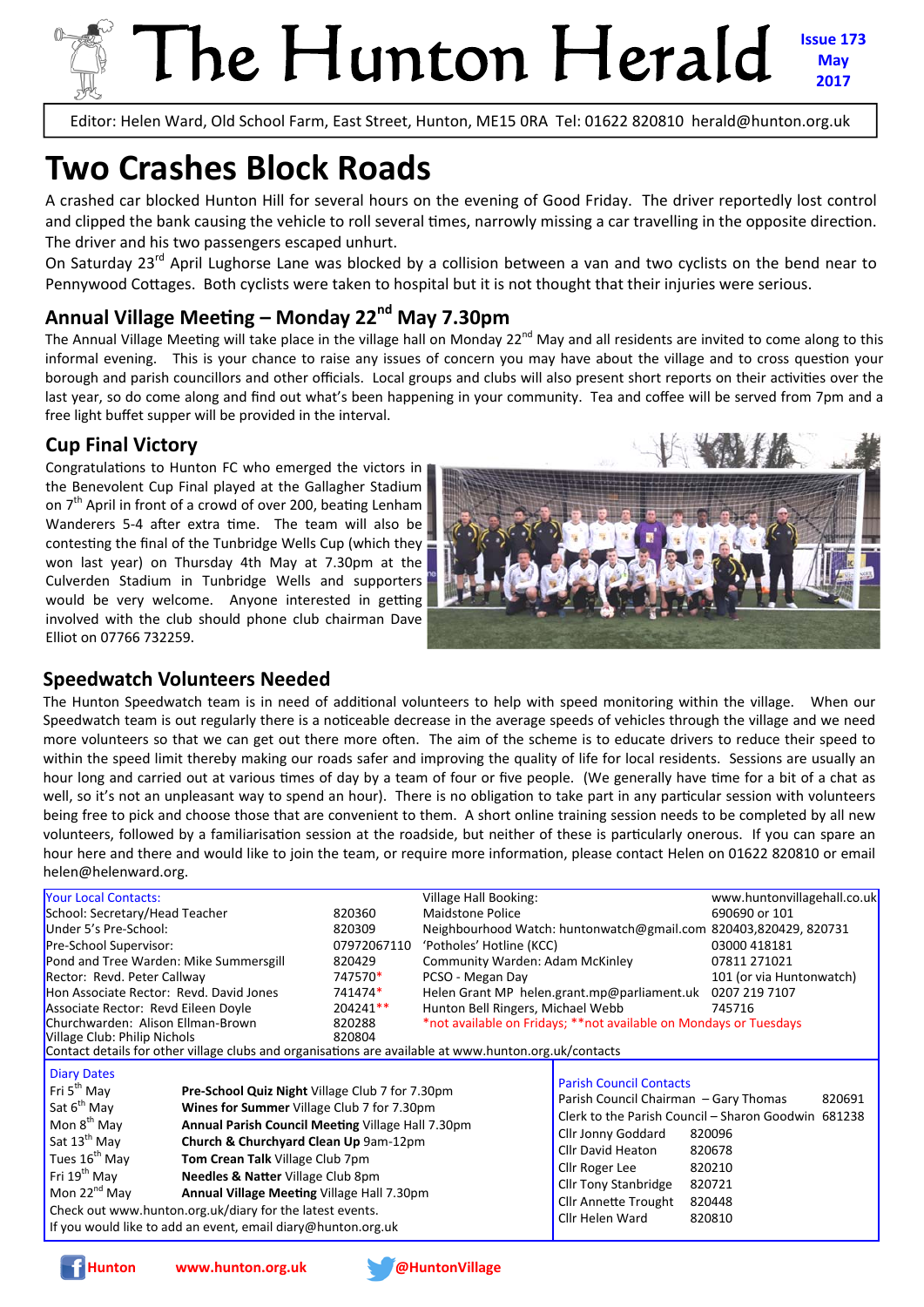# The Hunton Herald

**Issue 173**
**May**
**2017**

Editor: Helen Ward, Old School Farm, East Street, Hunton, ME15 0RA Tel: 01622 820810 herald@hunton.org.uk

# Two Crashes Block Roads

A crashed car blocked Hunton Hill for several hours on the evening of Good Friday. The driver reportedly lost control and clipped the bank causing the vehicle to roll several times, narrowly missing a car travelling in the opposite direction. The driver and his two passengers escaped unhurt.

On Saturday 23rd April Lughorse Lane was blocked by a collision between a van and two cyclists on the bend near to Pennywood Cottages. Both cyclists were taken to hospital but it is not thought that their injuries were serious.

## Annual Village Meeting – Monday 22nd May 7.30pm

The Annual Village Meeting will take place in the village hall on Monday 22nd May and all residents are invited to come along to this informal evening. This is your chance to raise any issues of concern you may have about the village and to cross question your borough and parish councillors and other officials. Local groups and clubs will also present short reports on their activities over the last year, so do come along and find out what's been happening in your community. Tea and coffee will be served from 7pm and a free light buffet supper will be provided in the interval.

## Cup Final Victory

Congratulations to Hunton FC who emerged the victors in the Benevolent Cup Final played at the Gallagher Stadium on 7th April in front of a crowd of over 200, beating Lenham Wanderers 5-4 after extra time. The team will also be contesting the final of the Tunbridge Wells Cup (which they won last year) on Thursday 4th May at 7.30pm at the Culverden Stadium in Tunbridge Wells and supporters would be very welcome. Anyone interested in getting involved with the club should phone club chairman Dave Elliot on 07766 732259.

## Speedwatch Volunteers Needed

The Hunton Speedwatch team is in need of additional volunteers to help with speed monitoring within the village. When our Speedwatch team is out regularly there is a noticeable decrease in the average speeds of vehicles through the village and we need more volunteers so that we can get out there more often. The aim of the scheme is to educate drivers to reduce their speed to within the speed limit thereby making our roads safer and improving the quality of life for local residents. Sessions are usually an hour long and carried out at various times of day by a team of four or five people. (We generally have time for a bit of a chat as well, so it's not an unpleasant way to spend an hour). There is no obligation to take part in any particular session with volunteers being free to pick and choose those that are convenient to them. A short online training session needs to be completed by all new volunteers, followed by a familiarisation session at the roadside, but neither of these is particularly onerous. If you can spare an hour here and there and would like to join the team, or require more information, please contact Helen on 01622 820810 or email helen@helenward.org.

### Your Local Contacts:

| | | | |
|---|---|---|---|
| School: Secretary/Head Teacher | 820360 | Village Hall Booking: | www.huntonvillagehall.co.uk |
| Under 5's Pre-School: | 820309 | Maidstone Police | 690690 or 101 |
| Pre-School Supervisor: | 07972067110 | Neighbourhood Watch: huntonwatch@gmail.com | 820403,820429, 820731 |
| Pond and Tree Warden: Mike Summersgill | 820429 | 'Potholes' Hotline (KCC) | 03000 418181 |
| Rector: Revd. Peter Callway | 747570* | Community Warden: Adam McKinley | 07811 271021 |
| Hon Associate Rector: Revd. David Jones | 741474* | PCSO - Megan Day | 101 (or via Huntonwatch) |
| Associate Rector: Revd Eileen Doyle | 204241** | Helen Grant MP helen.grant.mp@parliament.uk | 0207 219 7107 |
| Churchwarden: Alison Ellman-Brown | 820288 | Hunton Bell Ringers, Michael Webb | 745716 |
| Village Club: Philip Nichols | 820804 | *not available on Fridays; **not available on Mondays or Tuesdays | |

Contact details for other village clubs and organisations are available at www.hunton.org.uk/contacts

### Diary Dates

| | |
|---|---|
| Fri 5th May | **Pre-School Quiz Night** Village Club 7 for 7.30pm |
| Sat 6th May | **Wines for Summer** Village Club 7 for 7.30pm |
| Mon 8th May | **Annual Parish Council Meeting** Village Hall 7.30pm |
| Sat 13th May | **Church & Churchyard Clean Up** 9am-12pm |
| Tues 16th May | **Tom Crean Talk** Village Club 7pm |
| Fri 19th May | **Needles & Natter** Village Club 8pm |
| Mon 22nd May | **Annual Village Meeting** Village Hall 7.30pm |

Check out www.hunton.org.uk/diary for the latest events.
If you would like to add an event, email diary@hunton.org.uk

### Parish Council Contacts

| | |
|---|---|
| Parish Council Chairman – Gary Thomas | 820691 |
| Clerk to the Parish Council – Sharon Goodwin | 681238 |
| Cllr Jonny Goddard | 820096 |
| Cllr David Heaton | 820678 |
| Cllr Roger Lee | 820210 |
| Cllr Tony Stanbridge | 820721 |
| Cllr Annette Trought | 820448 |
| Cllr Helen Ward | 820810 |

Hunton www.hunton.org.uk @HuntonVillage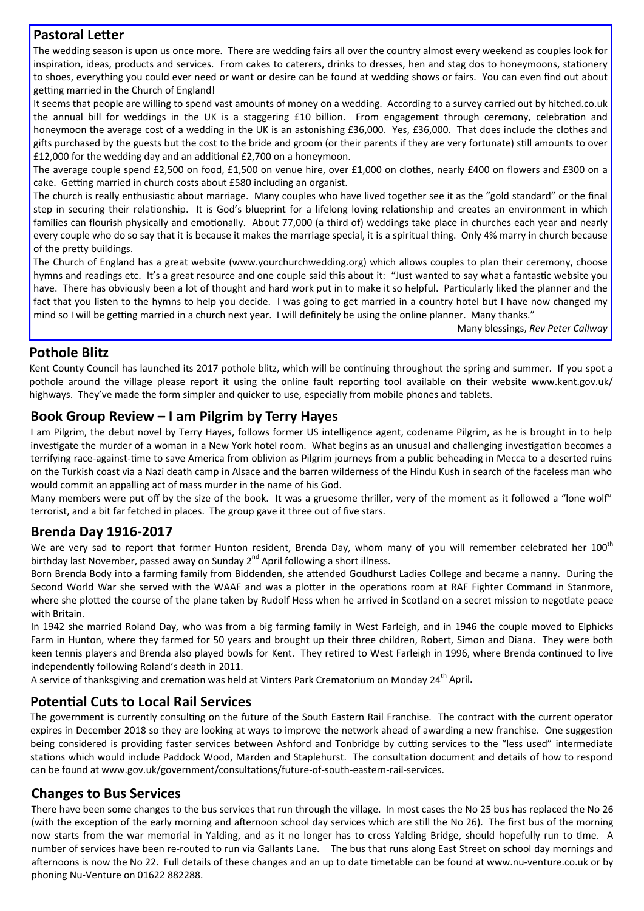## Pastoral Letter

The wedding season is upon us once more. There are wedding fairs all over the country almost every weekend as couples look for inspiration, ideas, products and services. From cakes to caterers, drinks to dresses, hen and stag dos to honeymoons, stationery to shoes, everything you could ever need or want or desire can be found at wedding shows or fairs. You can even find out about getting married in the Church of England!

It seems that people are willing to spend vast amounts of money on a wedding. According to a survey carried out by hitched.co.uk the annual bill for weddings in the UK is a staggering £10 billion. From engagement through ceremony, celebration and honeymoon the average cost of a wedding in the UK is an astonishing £36,000. Yes, £36,000. That does include the clothes and gifts purchased by the guests but the cost to the bride and groom (or their parents if they are very fortunate) still amounts to over £12,000 for the wedding day and an additional £2,700 on a honeymoon.

The average couple spend £2,500 on food, £1,500 on venue hire, over £1,000 on clothes, nearly £400 on flowers and £300 on a cake. Getting married in church costs about £580 including an organist.

The church is really enthusiastic about marriage. Many couples who have lived together see it as the "gold standard" or the final step in securing their relationship. It is God's blueprint for a lifelong loving relationship and creates an environment in which families can flourish physically and emotionally. About 77,000 (a third of) weddings take place in churches each year and nearly every couple who do so say that it is because it makes the marriage special, it is a spiritual thing. Only 4% marry in church because of the pretty buildings.

The Church of England has a great website (www.yourchurchwedding.org) which allows couples to plan their ceremony, choose hymns and readings etc. It's a great resource and one couple said this about it: "Just wanted to say what a fantastic website you have. There has obviously been a lot of thought and hard work put in to make it so helpful. Particularly liked the planner and the fact that you listen to the hymns to help you decide. I was going to get married in a country hotel but I have now changed my mind so I will be getting married in a church next year. I will definitely be using the online planner. Many thanks."

Many blessings, *Rev Peter Callway*

## Pothole Blitz

Kent County Council has launched its 2017 pothole blitz, which will be continuing throughout the spring and summer. If you spot a pothole around the village please report it using the online fault reporting tool available on their website www.kent.gov.uk/highways. They've made the form simpler and quicker to use, especially from mobile phones and tablets.

## Book Group Review – I am Pilgrim by Terry Hayes

I am Pilgrim, the debut novel by Terry Hayes, follows former US intelligence agent, codename Pilgrim, as he is brought in to help investigate the murder of a woman in a New York hotel room. What begins as an unusual and challenging investigation becomes a terrifying race-against-time to save America from oblivion as Pilgrim journeys from a public beheading in Mecca to a deserted ruins on the Turkish coast via a Nazi death camp in Alsace and the barren wilderness of the Hindu Kush in search of the faceless man who would commit an appalling act of mass murder in the name of his God.

Many members were put off by the size of the book. It was a gruesome thriller, very of the moment as it followed a "lone wolf" terrorist, and a bit far fetched in places. The group gave it three out of five stars.

## Brenda Day 1916-2017

We are very sad to report that former Hunton resident, Brenda Day, whom many of you will remember celebrated her 100th birthday last November, passed away on Sunday 2nd April following a short illness.

Born Brenda Body into a farming family from Biddenden, she attended Goudhurst Ladies College and became a nanny. During the Second World War she served with the WAAF and was a plotter in the operations room at RAF Fighter Command in Stanmore, where she plotted the course of the plane taken by Rudolf Hess when he arrived in Scotland on a secret mission to negotiate peace with Britain.

In 1942 she married Roland Day, who was from a big farming family in West Farleigh, and in 1946 the couple moved to Elphicks Farm in Hunton, where they farmed for 50 years and brought up their three children, Robert, Simon and Diana. They were both keen tennis players and Brenda also played bowls for Kent. They retired to West Farleigh in 1996, where Brenda continued to live independently following Roland's death in 2011.

A service of thanksgiving and cremation was held at Vinters Park Crematorium on Monday 24th April.

## Potential Cuts to Local Rail Services

The government is currently consulting on the future of the South Eastern Rail Franchise. The contract with the current operator expires in December 2018 so they are looking at ways to improve the network ahead of awarding a new franchise. One suggestion being considered is providing faster services between Ashford and Tonbridge by cutting services to the "less used" intermediate stations which would include Paddock Wood, Marden and Staplehurst. The consultation document and details of how to respond can be found at www.gov.uk/government/consultations/future-of-south-eastern-rail-services.

## Changes to Bus Services

There have been some changes to the bus services that run through the village. In most cases the No 25 bus has replaced the No 26 (with the exception of the early morning and afternoon school day services which are still the No 26). The first bus of the morning now starts from the war memorial in Yalding, and as it no longer has to cross Yalding Bridge, should hopefully run to time. A number of services have been re-routed to run via Gallants Lane. The bus that runs along East Street on school day mornings and afternoons is now the No 22. Full details of these changes and an up to date timetable can be found at www.nu-venture.co.uk or by phoning Nu-Venture on 01622 882288.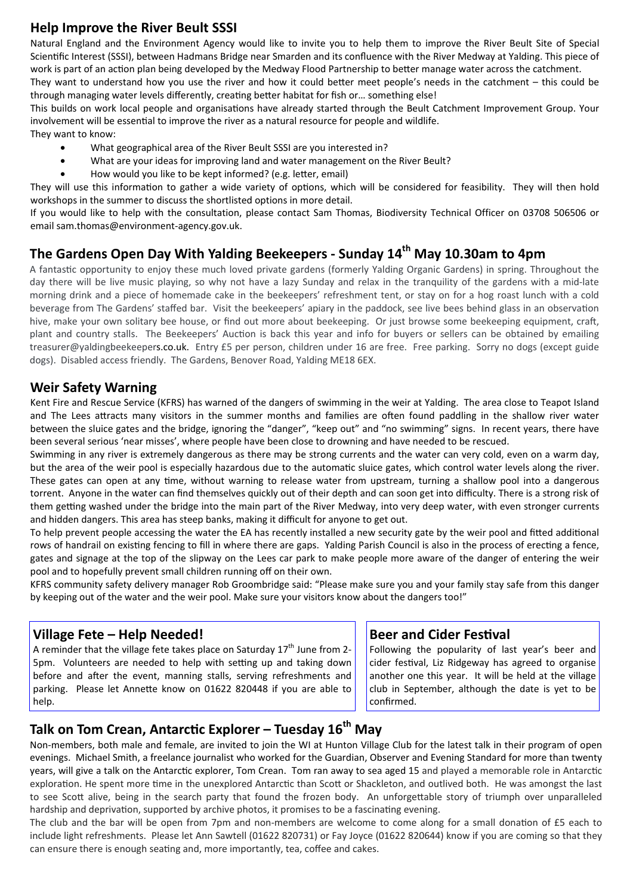## Help Improve the River Beult SSSI

Natural England and the Environment Agency would like to invite you to help them to improve the River Beult Site of Special Scientific Interest (SSSI), between Hadmans Bridge near Smarden and its confluence with the River Medway at Yalding. This piece of work is part of an action plan being developed by the Medway Flood Partnership to better manage water across the catchment.

They want to understand how you use the river and how it could better meet people's needs in the catchment – this could be through managing water levels differently, creating better habitat for fish or… something else!

This builds on work local people and organisations have already started through the Beult Catchment Improvement Group. Your involvement will be essential to improve the river as a natural resource for people and wildlife.

They want to know:

- What geographical area of the River Beult SSSI are you interested in?
- What are your ideas for improving land and water management on the River Beult?
- How would you like to be kept informed? (e.g. letter, email)

They will use this information to gather a wide variety of options, which will be considered for feasibility. They will then hold workshops in the summer to discuss the shortlisted options in more detail.

If you would like to help with the consultation, please contact Sam Thomas, Biodiversity Technical Officer on 03708 506506 or email sam.thomas@environment-agency.gov.uk.

## The Gardens Open Day With Yalding Beekeepers - Sunday 14th May 10.30am to 4pm

A fantastic opportunity to enjoy these much loved private gardens (formerly Yalding Organic Gardens) in spring. Throughout the day there will be live music playing, so why not have a lazy Sunday and relax in the tranquility of the gardens with a mid-late morning drink and a piece of homemade cake in the beekeepers' refreshment tent, or stay on for a hog roast lunch with a cold beverage from The Gardens' staffed bar. Visit the beekeepers' apiary in the paddock, see live bees behind glass in an observation hive, make your own solitary bee house, or find out more about beekeeping. Or just browse some beekeeping equipment, craft, plant and country stalls. The Beekeepers' Auction is back this year and info for buyers or sellers can be obtained by emailing treasurer@yaldingbeekeepers.co.uk. Entry £5 per person, children under 16 are free. Free parking. Sorry no dogs (except guide dogs). Disabled access friendly. The Gardens, Benover Road, Yalding ME18 6EX.

## Weir Safety Warning

Kent Fire and Rescue Service (KFRS) has warned of the dangers of swimming in the weir at Yalding. The area close to Teapot Island and The Lees attracts many visitors in the summer months and families are often found paddling in the shallow river water between the sluice gates and the bridge, ignoring the "danger", "keep out" and "no swimming" signs. In recent years, there have been several serious 'near misses', where people have been close to drowning and have needed to be rescued.

Swimming in any river is extremely dangerous as there may be strong currents and the water can very cold, even on a warm day, but the area of the weir pool is especially hazardous due to the automatic sluice gates, which control water levels along the river. These gates can open at any time, without warning to release water from upstream, turning a shallow pool into a dangerous torrent. Anyone in the water can find themselves quickly out of their depth and can soon get into difficulty. There is a strong risk of them getting washed under the bridge into the main part of the River Medway, into very deep water, with even stronger currents and hidden dangers. This area has steep banks, making it difficult for anyone to get out.

To help prevent people accessing the water the EA has recently installed a new security gate by the weir pool and fitted additional rows of handrail on existing fencing to fill in where there are gaps. Yalding Parish Council is also in the process of erecting a fence, gates and signage at the top of the slipway on the Lees car park to make people more aware of the danger of entering the weir pool and to hopefully prevent small children running off on their own.

KFRS community safety delivery manager Rob Groombridge said: "Please make sure you and your family stay safe from this danger by keeping out of the water and the weir pool. Make sure your visitors know about the dangers too!"

## Village Fete – Help Needed!

A reminder that the village fete takes place on Saturday 17th June from 2-5pm. Volunteers are needed to help with setting up and taking down before and after the event, manning stalls, serving refreshments and parking. Please let Annette know on 01622 820448 if you are able to help.

## Beer and Cider Festival

Following the popularity of last year's beer and cider festival, Liz Ridgeway has agreed to organise another one this year. It will be held at the village club in September, although the date is yet to be confirmed.

## Talk on Tom Crean, Antarctic Explorer – Tuesday 16th May

Non-members, both male and female, are invited to join the WI at Hunton Village Club for the latest talk in their program of open evenings. Michael Smith, a freelance journalist who worked for the Guardian, Observer and Evening Standard for more than twenty years, will give a talk on the Antarctic explorer, Tom Crean. Tom ran away to sea aged 15 and played a memorable role in Antarctic exploration. He spent more time in the unexplored Antarctic than Scott or Shackleton, and outlived both. He was amongst the last to see Scott alive, being in the search party that found the frozen body. An unforgettable story of triumph over unparalleled hardship and deprivation, supported by archive photos, it promises to be a fascinating evening.

The club and the bar will be open from 7pm and non-members are welcome to come along for a small donation of £5 each to include light refreshments. Please let Ann Sawtell (01622 820731) or Fay Joyce (01622 820644) know if you are coming so that they can ensure there is enough seating and, more importantly, tea, coffee and cakes.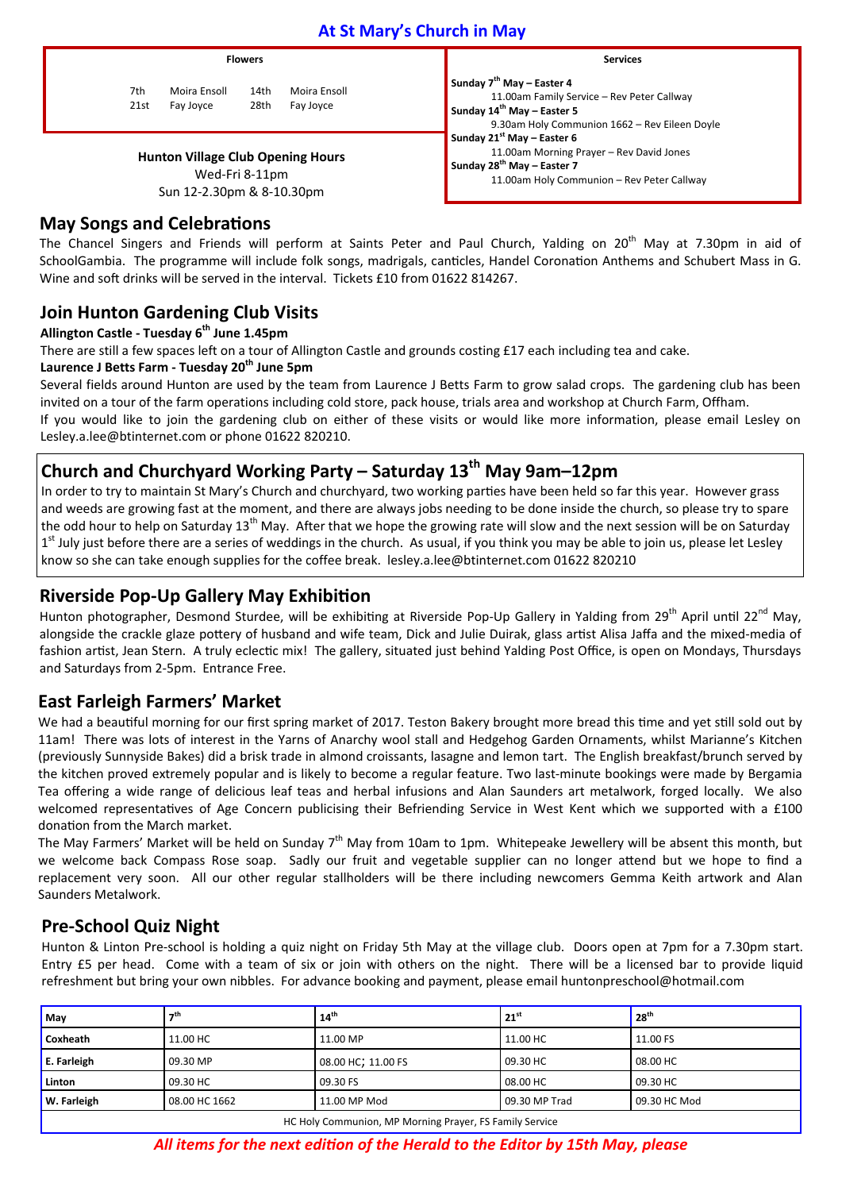# At St Mary's Church in May

| Flowers | | | |
|---|---|---|---|
| 7th | Moira Ensoll | 14th | Moira Ensoll |
| 21st | Fay Joyce | 28th | Fay Joyce |

**Services**

**Sunday 7th May – Easter 4**
11.00am Family Service – Rev Peter Callway

**Sunday 14th May – Easter 5**
9.30am Holy Communion 1662 – Rev Eileen Doyle

**Sunday 21st May – Easter 6**
11.00am Morning Prayer – Rev David Jones

**Sunday 28th May – Easter 7**
11.00am Holy Communion – Rev Peter Callway

**Hunton Village Club Opening Hours**
Wed-Fri 8-11pm
Sun 12-2.30pm & 8-10.30pm

## May Songs and Celebrations

The Chancel Singers and Friends will perform at Saints Peter and Paul Church, Yalding on 20th May at 7.30pm in aid of SchoolGambia. The programme will include folk songs, madrigals, canticles, Handel Coronation Anthems and Schubert Mass in G. Wine and soft drinks will be served in the interval. Tickets £10 from 01622 814267.

## Join Hunton Gardening Club Visits

**Allington Castle - Tuesday 6th June 1.45pm**

There are still a few spaces left on a tour of Allington Castle and grounds costing £17 each including tea and cake.

**Laurence J Betts Farm - Tuesday 20th June 5pm**

Several fields around Hunton are used by the team from Laurence J Betts Farm to grow salad crops. The gardening club has been invited on a tour of the farm operations including cold store, pack house, trials area and workshop at Church Farm, Offham.

If you would like to join the gardening club on either of these visits or would like more information, please email Lesley on Lesley.a.lee@btinternet.com or phone 01622 820210.

## Church and Churchyard Working Party – Saturday 13th May 9am–12pm

In order to try to maintain St Mary's Church and churchyard, two working parties have been held so far this year. However grass and weeds are growing fast at the moment, and there are always jobs needing to be done inside the church, so please try to spare the odd hour to help on Saturday 13th May. After that we hope the growing rate will slow and the next session will be on Saturday 1st July just before there are a series of weddings in the church. As usual, if you think you may be able to join us, please let Lesley know so she can take enough supplies for the coffee break. lesley.a.lee@btinternet.com 01622 820210

## Riverside Pop-Up Gallery May Exhibition

Hunton photographer, Desmond Sturdee, will be exhibiting at Riverside Pop-Up Gallery in Yalding from 29th April until 22nd May, alongside the crackle glaze pottery of husband and wife team, Dick and Julie Duirak, glass artist Alisa Jaffa and the mixed-media of fashion artist, Jean Stern. A truly eclectic mix! The gallery, situated just behind Yalding Post Office, is open on Mondays, Thursdays and Saturdays from 2-5pm. Entrance Free.

## East Farleigh Farmers' Market

We had a beautiful morning for our first spring market of 2017. Teston Bakery brought more bread this time and yet still sold out by 11am! There was lots of interest in the Yarns of Anarchy wool stall and Hedgehog Garden Ornaments, whilst Marianne's Kitchen (previously Sunnyside Bakes) did a brisk trade in almond croissants, lasagne and lemon tart. The English breakfast/brunch served by the kitchen proved extremely popular and is likely to become a regular feature. Two last-minute bookings were made by Bergamia Tea offering a wide range of delicious leaf teas and herbal infusions and Alan Saunders art metalwork, forged locally. We also welcomed representatives of Age Concern publicising their Befriending Service in West Kent which we supported with a £100 donation from the March market.

The May Farmers' Market will be held on Sunday 7th May from 10am to 1pm. Whitepeake Jewellery will be absent this month, but we welcome back Compass Rose soap. Sadly our fruit and vegetable supplier can no longer attend but we hope to find a replacement very soon. All our other regular stallholders will be there including newcomers Gemma Keith artwork and Alan Saunders Metalwork.

## Pre-School Quiz Night

Hunton & Linton Pre-school is holding a quiz night on Friday 5th May at the village club. Doors open at 7pm for a 7.30pm start. Entry £5 per head. Come with a team of six or join with others on the night. There will be a licensed bar to provide liquid refreshment but bring your own nibbles. For advance booking and payment, please email huntonpreschool@hotmail.com

| May | 7th | 14th | 21st | 28th |
|---|---|---|---|---|
| Coxheath | 11.00 HC | 11.00 MP | 11.00 HC | 11.00 FS |
| E. Farleigh | 09.30 MP | 08.00 HC; 11.00 FS | 09.30 HC | 08.00 HC |
| Linton | 09.30 HC | 09.30 FS | 08.00 HC | 09.30 HC |
| W. Farleigh | 08.00 HC 1662 | 11.00 MP Mod | 09.30 MP Trad | 09.30 HC Mod |

HC Holy Communion, MP Morning Prayer, FS Family Service

*All items for the next edition of the Herald to the Editor by 15th May, please*